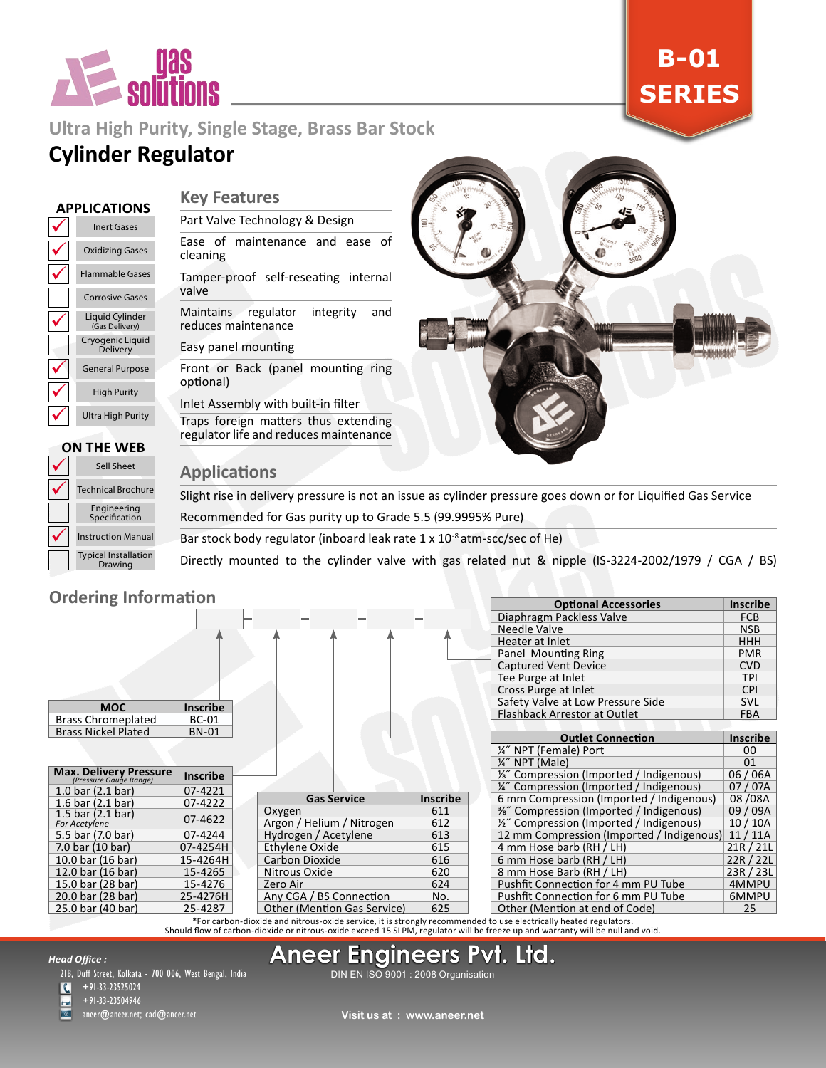# B-01 SERIES

## Ultra High Purity, Single Stage, Brass Bar Stock

# Cylinder Regulator

### APPLICATIONS

| | |
|---|---|
| ✓ | Inert Gases |
| ✓ | Oxidizing Gases |
| ✓ | Flammable Gases |
| | Corrosive Gases |
| ✓ | Liquid Cylinder (Gas Delivery) |
| | Cryogenic Liquid Delivery |
| ✓ | General Purpose |
| ✓ | High Purity |
| ✓ | Ultra High Purity |

### ON THE WEB

| | |
|---|---|
| ✓ | Sell Sheet |
| ✓ | Technical Brochure |
| | Engineering Specification |
| ✓ | Instruction Manual |
| | Typical Installation Drawing |

## Key Features

- Part Valve Technology & Design
- Ease of maintenance and ease of cleaning
- Tamper-proof self-reseating internal valve
- Maintains regulator integrity and reduces maintenance
- Easy panel mounting
- Front or Back (panel mounting ring optional)
- Inlet Assembly with built-in filter
- Traps foreign matters thus extending regulator life and reduces maintenance

## Applications

- Slight rise in delivery pressure is not an issue as cylinder pressure goes down or for Liquified Gas Service
- Recommended for Gas purity up to Grade 5.5 (99.9995% Pure)
- Bar stock body regulator (inboard leak rate 1 x $10^{-8}$ atm-scc/sec of He)
- Directly mounted to the cylinder valve with gas related nut & nipple (IS-3224-2002/1979 / CGA / BS)

## Ordering Information

[ ] - [ ] - [ ] - [ ] - [ ]

| MOC | Inscribe |
|---|---|
| Brass Chromeplated | BC-01 |
| Brass Nickel Plated | BN-01 |

| Max. Delivery Pressure (Pressure Gauge Range) | Inscribe |
|---|---|
| 1.0 bar (2.1 bar) | 07-4221 |
| 1.6 bar (2.1 bar) | 07-4222 |
| 1.5 bar (2.1 bar) *For Acetylene* | 07-4622 |
| 5.5 bar (7.0 bar) | 07-4244 |
| 7.0 bar (10 bar) | 07-4254H |
| 10.0 bar (16 bar) | 15-4264H |
| 12.0 bar (16 bar) | 15-4265 |
| 15.0 bar (28 bar) | 15-4276 |
| 20.0 bar (28 bar) | 25-4276H |
| 25.0 bar (40 bar) | 25-4287 |

| Gas Service | Inscribe |
|---|---|
| Oxygen | 611 |
| Argon / Helium / Nitrogen | 612 |
| Hydrogen / Acetylene | 613 |
| Ethylene Oxide | 615 |
| Carbon Dioxide | 616 |
| Nitrous Oxide | 620 |
| Zero Air | 624 |
| Any CGA / BS Connection | No. |
| Other (Mention Gas Service) | 625 |

| Optional Accessories | Inscribe |
|---|---|
| Diaphragm Packless Valve | FCB |
| Needle Valve | NSB |
| Heater at Inlet | HHH |
| Panel Mounting Ring | PMR |
| Captured Vent Device | CVD |
| Tee Purge at Inlet | TPI |
| Cross Purge at Inlet | CPI |
| Safety Valve at Low Pressure Side | SVL |
| Flashback Arrestor at Outlet | FBA |

| Outlet Connection | Inscribe |
|---|---|
| ¼″ NPT (Female) Port | 00 |
| ¼″ NPT (Male) | 01 |
| ⅛″ Compression (Imported / Indigenous) | 06 / 06A |
| ¼″ Compression (Imported / Indigenous) | 07 / 07A |
| 6 mm Compression (Imported / Indigenous) | 08 /08A |
| ⅜″ Compression (Imported / Indigenous) | 09 / 09A |
| ½″ Compression (Imported / Indigenous) | 10 / 10A |
| 12 mm Compression (Imported / Indigenous) | 11 / 11A |
| 4 mm Hose barb (RH / LH) | 21R / 21L |
| 6 mm Hose barb (RH / LH) | 22R / 22L |
| 8 mm Hose Barb (RH / LH) | 23R / 23L |
| Pushfit Connection for 4 mm PU Tube | 4MMPU |
| Pushfit Connection for 6 mm PU Tube | 6MMPU |
| Other (Mention at end of Code) | 25 |

*For carbon-dioxide and nitrous-oxide service, it is strongly recommended to use electrically heated regulators. Should flow of carbon-dioxide or nitrous-oxide exceed 15 SLPM, regulator will be freeze up and warranty will be null and void.

**Aneer Engineers Pvt. Ltd.**
DIN EN ISO 9001 : 2008 Organisation

*Head Office :*
21B, Duff Street, Kolkata - 700 006, West Bengal, India
+91-33-23525024
+91-33-23504946
aneer@aneer.net; cad@aneer.net

Visit us at : www.aneer.net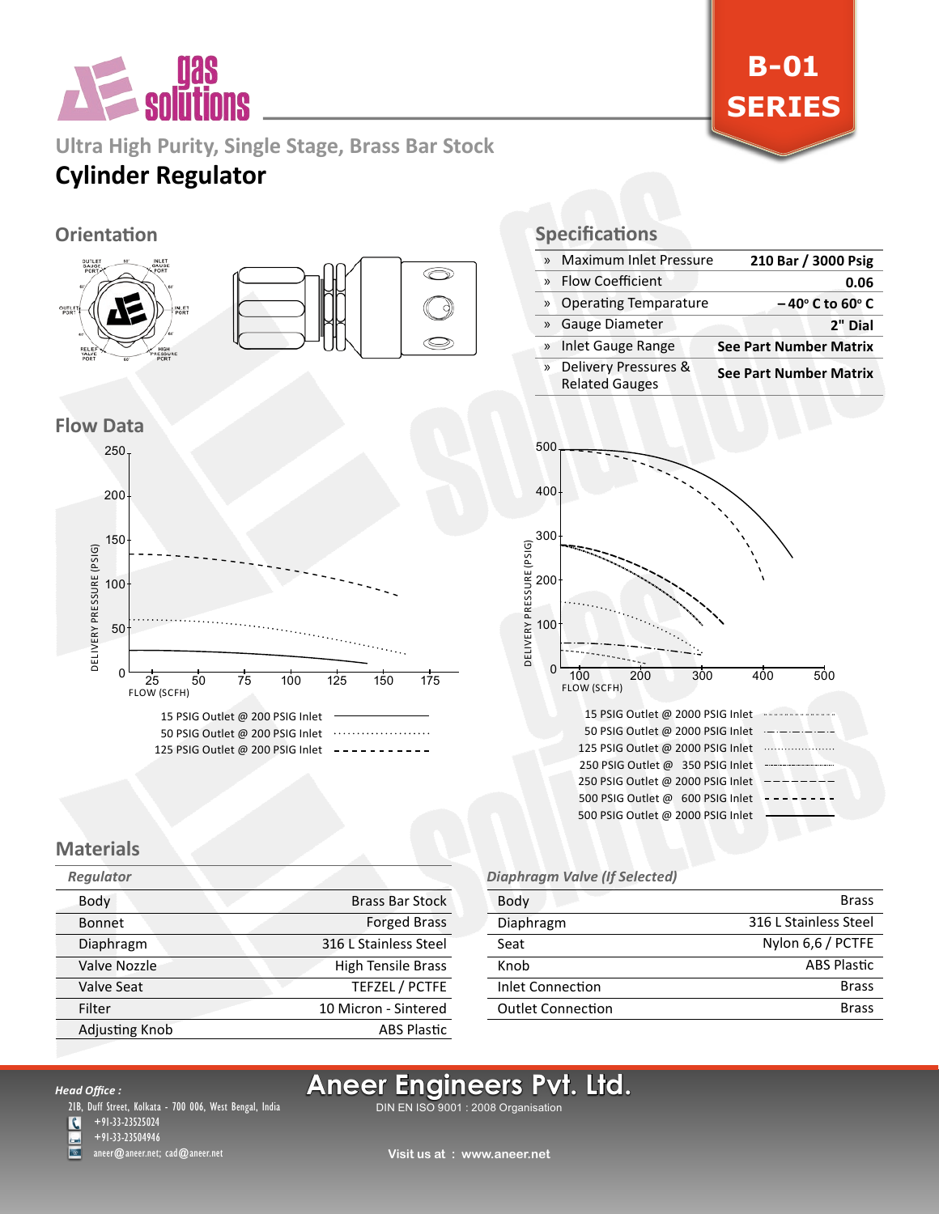gas solutions

# B-01 SERIES

Ultra High Purity, Single Stage, Brass Bar Stock

# Cylinder Regulator

## Orientation

OUTLET GAUGE PORT
INLET GAUGE PORT
OUTLET PORT
INLET PORT
RELIEF VALVE PORT
HIGH PRESSURE PORT
60°

## Specifications

| | |
|---|---|
| » Maximum Inlet Pressure | **210 Bar / 3000 Psig** |
| » Flow Coefficient | **0.06** |
| » Operating Temparature | **– 40° C to 60° C** |
| » Gauge Diameter | **2" Dial** |
| » Inlet Gauge Range | **See Part Number Matrix** |
| » Delivery Pressures & Related Gauges | **See Part Number Matrix** |

## Flow Data

DELIVERY PRESSURE (PSIG)
250
200
150
100
50
0
25 50 75 100 125 150 175
FLOW (SCFH)

15 PSIG Outlet @ 200 PSIG Inlet
50 PSIG Outlet @ 200 PSIG Inlet
125 PSIG Outlet @ 200 PSIG Inlet

DELIVERY PRESSURE (PSIG)
500
400
300
200
100
0
100 200 300 400 500
FLOW (SCFH)

15 PSIG Outlet @ 2000 PSIG Inlet
50 PSIG Outlet @ 2000 PSIG Inlet
125 PSIG Outlet @ 2000 PSIG Inlet
250 PSIG Outlet @ 350 PSIG Inlet
250 PSIG Outlet @ 2000 PSIG Inlet
500 PSIG Outlet @ 600 PSIG Inlet
500 PSIG Outlet @ 2000 PSIG Inlet

## Materials

| *Regulator* | |
|---|---|
| Body | Brass Bar Stock |
| Bonnet | Forged Brass |
| Diaphragm | 316 L Stainless Steel |
| Valve Nozzle | High Tensile Brass |
| Valve Seat | TEFZEL / PCTFE |
| Filter | 10 Micron - Sintered |
| Adjusting Knob | ABS Plastic |

| *Diaphragm Valve (If Selected)* | |
|---|---|
| Body | Brass |
| Diaphragm | 316 L Stainless Steel |
| Seat | Nylon 6,6 / PCTFE |
| Knob | ABS Plastic |
| Inlet Connection | Brass |
| Outlet Connection | Brass |

*Head Office :*
21B, Duff Street, Kolkata - 700 006, West Bengal, India
+91-33-23525024
+91-33-23504946
aneer@aneer.net; cad@aneer.net

**Aneer Engineers Pvt. Ltd.**
DIN EN ISO 9001 : 2008 Organisation

**Visit us at : www.aneer.net**